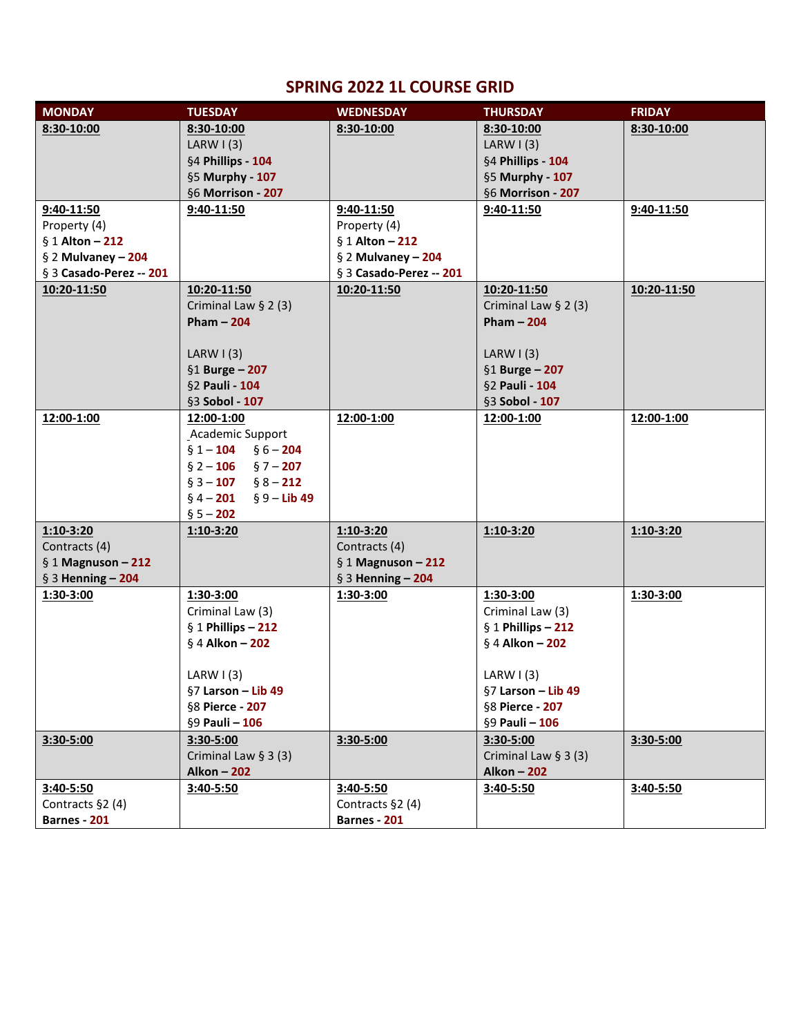# SPRING 2022 1L COURSE GRID

| MONDAY | TUESDAY | WEDNESDAY | THURSDAY | FRIDAY |
|---|---|---|---|---|
| **8:30-10:00** | **8:30-10:00**<br>LARW I (3)<br>§4 **Phillips** - **104**<br>§5 **Murphy** - **107**<br>§6 **Morrison** - **207** | **8:30-10:00** | **8:30-10:00**<br>LARW I (3)<br>§4 **Phillips** - **104**<br>§5 **Murphy** - **107**<br>§6 **Morrison** - **207** | **8:30-10:00** |
| **9:40-11:50**<br>Property (4)<br>§ 1 **Alton** – **212**<br>§ 2 **Mulvaney** – **204**<br>§ 3 **Casado-Perez** -- **201** | **9:40-11:50** | **9:40-11:50**<br>Property (4)<br>§ 1 **Alton** – **212**<br>§ 2 **Mulvaney** – **204**<br>§ 3 **Casado-Perez** -- **201** | **9:40-11:50** | **9:40-11:50** |
| **10:20-11:50** | **10:20-11:50**<br>Criminal Law § 2 (3)<br>**Pham** – **204**<br><br>LARW I (3)<br>§1 **Burge** – **207**<br>§2 **Pauli** - **104**<br>§3 **Sobol** - **107** | **10:20-11:50** | **10:20-11:50**<br>Criminal Law § 2 (3)<br>**Pham** – **204**<br><br>LARW I (3)<br>§1 **Burge** – **207**<br>§2 **Pauli** - **104**<br>§3 **Sobol** - **107** | **10:20-11:50** |
| **12:00-1:00** | **12:00-1:00**<br>Academic Support<br>§ 1 – **104** § 6 – **204**<br>§ 2 – **106** § 7 – **207**<br>§ 3 – **107** § 8 – **212**<br>§ 4 – **201** § 9 – **Lib 49**<br>§ 5 – **202** | **12:00-1:00** | **12:00-1:00** | **12:00-1:00** |
| **1:10-3:20**<br>Contracts (4)<br>§ 1 **Magnuson** – **212**<br>§ 3 **Henning** – **204** | **1:10-3:20** | **1:10-3:20**<br>Contracts (4)<br>§ 1 **Magnuson** – **212**<br>§ 3 **Henning** – **204** | **1:10-3:20** | **1:10-3:20** |
| **1:30-3:00** | **1:30-3:00**<br>Criminal Law (3)<br>§ 1 **Phillips** – **212**<br>§ 4 **Alkon** – **202**<br><br>LARW I (3)<br>§7 **Larson** – **Lib 49**<br>§8 **Pierce** - **207**<br>§9 **Pauli** – **106** | **1:30-3:00** | **1:30-3:00**<br>Criminal Law (3)<br>§ 1 **Phillips** – **212**<br>§ 4 **Alkon** – **202**<br><br>LARW I (3)<br>§7 **Larson** – **Lib 49**<br>§8 **Pierce** - **207**<br>§9 **Pauli** – **106** | **1:30-3:00** |
| **3:30-5:00** | **3:30-5:00**<br>Criminal Law § 3 (3)<br>**Alkon** – **202** | **3:30-5:00** | **3:30-5:00**<br>Criminal Law § 3 (3)<br>**Alkon** – **202** | **3:30-5:00** |
| **3:40-5:50**<br>Contracts §2 (4)<br>**Barnes** - **201** | **3:40-5:50** | **3:40-5:50**<br>Contracts §2 (4)<br>**Barnes** - **201** | **3:40-5:50** | **3:40-5:50** |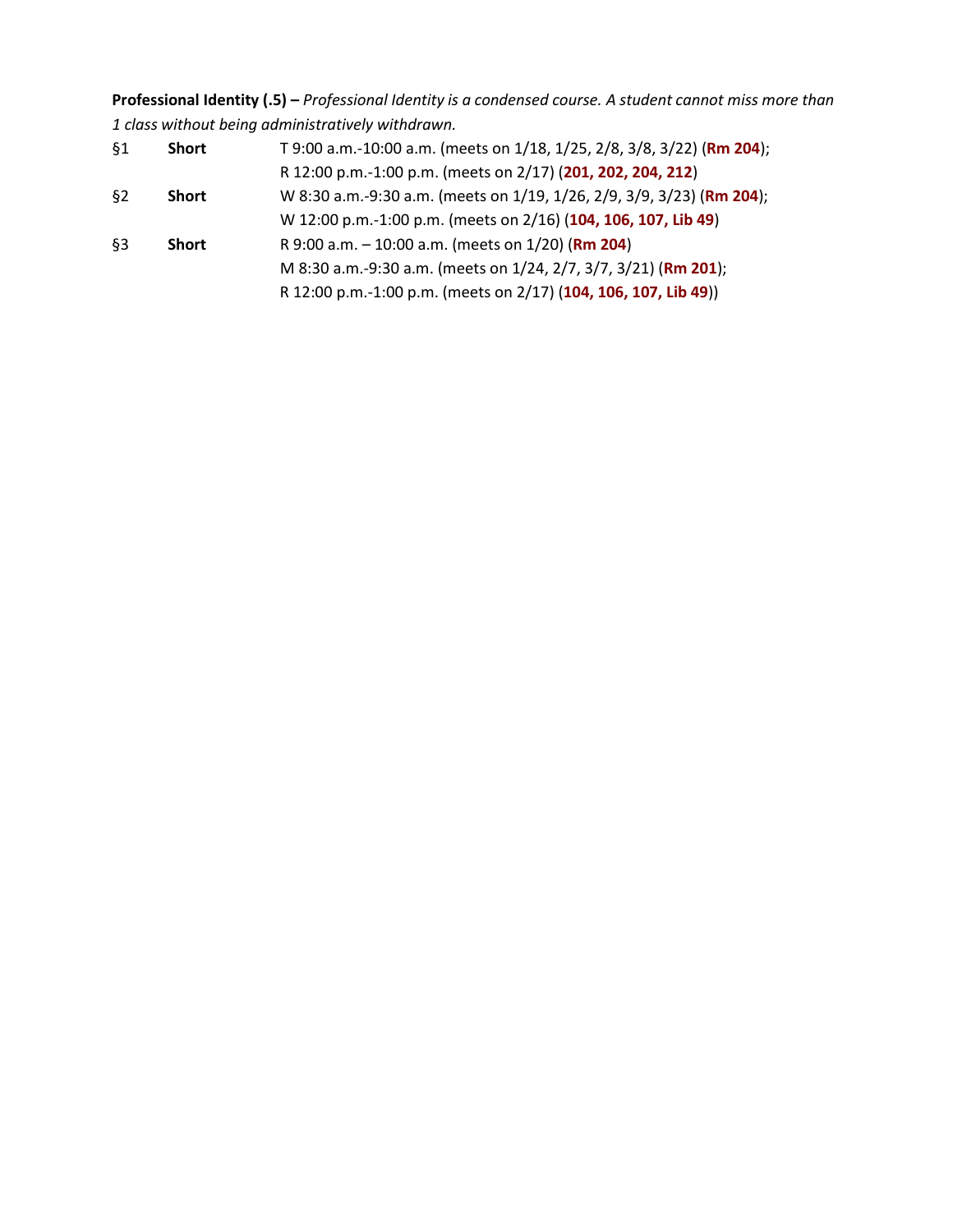**Professional Identity (.5) –** *Professional Identity is a condensed course. A student cannot miss more than 1 class without being administratively withdrawn.*

| | | |
|---|---|---|
| §1 | **Short** | T 9:00 a.m.-10:00 a.m. (meets on 1/18, 1/25, 2/8, 3/8, 3/22) (**Rm 204**); |
| | | R 12:00 p.m.-1:00 p.m. (meets on 2/17) (**201, 202, 204, 212**) |
| §2 | **Short** | W 8:30 a.m.-9:30 a.m. (meets on 1/19, 1/26, 2/9, 3/9, 3/23) (**Rm 204**); |
| | | W 12:00 p.m.-1:00 p.m. (meets on 2/16) (**104, 106, 107, Lib 49**) |
| §3 | **Short** | R 9:00 a.m. – 10:00 a.m. (meets on 1/20) (**Rm 204**) |
| | | M 8:30 a.m.-9:30 a.m. (meets on 1/24, 2/7, 3/7, 3/21) (**Rm 201**); |
| | | R 12:00 p.m.-1:00 p.m. (meets on 2/17) (**104, 106, 107, Lib 49**)) |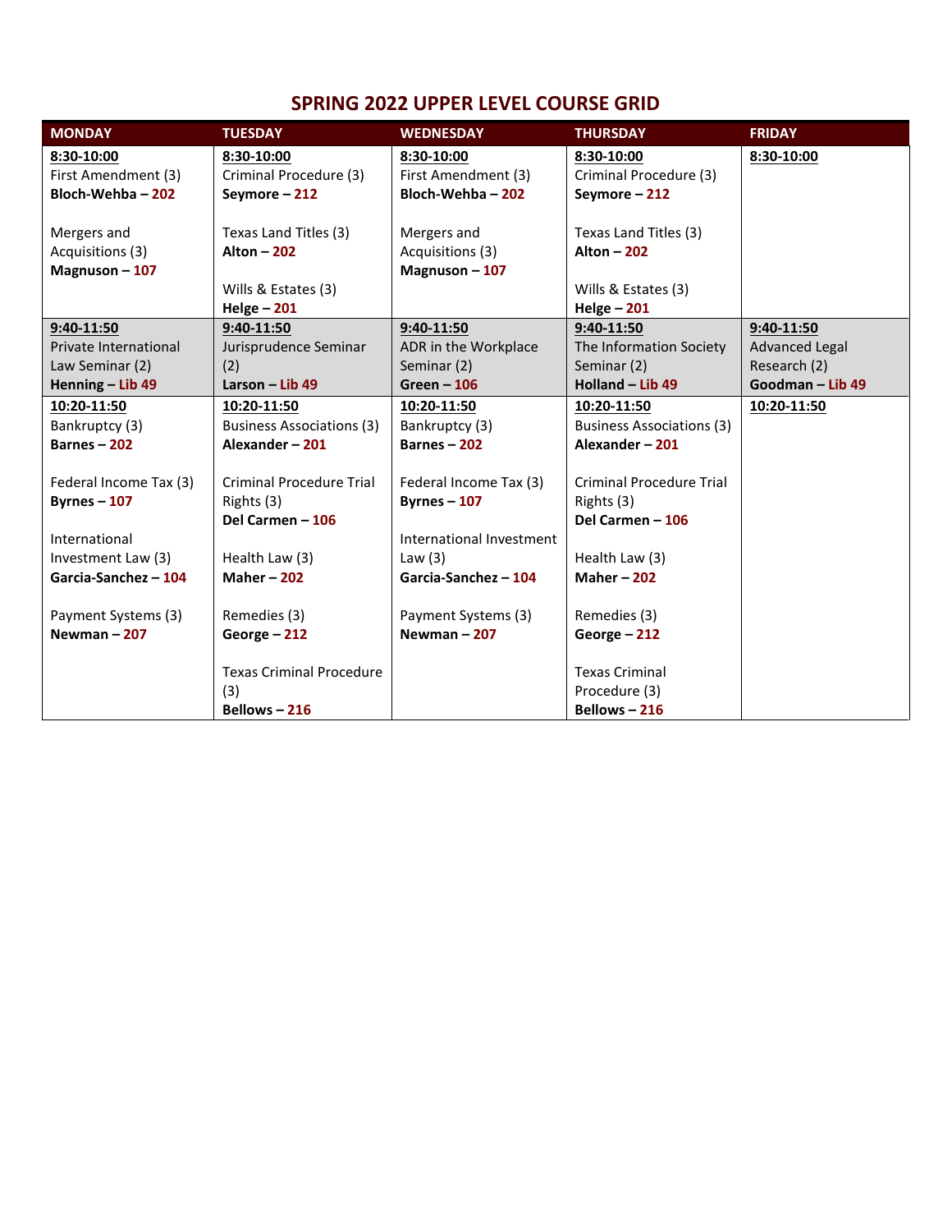# SPRING 2022 UPPER LEVEL COURSE GRID

| MONDAY | TUESDAY | WEDNESDAY | THURSDAY | FRIDAY |
|---|---|---|---|---|
| **8:30-10:00**<br>First Amendment (3)<br>**Bloch-Wehba – 202**<br><br>Mergers and Acquisitions (3)<br>**Magnuson – 107** | **8:30-10:00**<br>Criminal Procedure (3)<br>**Seymore – 212**<br><br>Texas Land Titles (3)<br>**Alton – 202**<br><br>Wills & Estates (3)<br>**Helge – 201** | **8:30-10:00**<br>First Amendment (3)<br>**Bloch-Wehba – 202**<br><br>Mergers and Acquisitions (3)<br>**Magnuson – 107** | **8:30-10:00**<br>Criminal Procedure (3)<br>**Seymore – 212**<br><br>Texas Land Titles (3)<br>**Alton – 202**<br><br>Wills & Estates (3)<br>**Helge – 201** | **8:30-10:00** |
| **9:40-11:50**<br>Private International Law Seminar (2)<br>**Henning – Lib 49** | **9:40-11:50**<br>Jurisprudence Seminar (2)<br>**Larson – Lib 49** | **9:40-11:50**<br>ADR in the Workplace Seminar (2)<br>**Green – 106** | **9:40-11:50**<br>The Information Society Seminar (2)<br>**Holland – Lib 49** | **9:40-11:50**<br>Advanced Legal Research (2)<br>**Goodman – Lib 49** |
| **10:20-11:50**<br>Bankruptcy (3)<br>**Barnes – 202**<br><br>Federal Income Tax (3)<br>**Byrnes – 107**<br><br>International Investment Law (3)<br>**Garcia-Sanchez – 104**<br><br>Payment Systems (3)<br>**Newman – 207** | **10:20-11:50**<br>Business Associations (3)<br>**Alexander – 201**<br><br>Criminal Procedure Trial Rights (3)<br>**Del Carmen – 106**<br><br>Health Law (3)<br>**Maher – 202**<br><br>Remedies (3)<br>**George – 212**<br><br>Texas Criminal Procedure (3)<br>**Bellows – 216** | **10:20-11:50**<br>Bankruptcy (3)<br>**Barnes – 202**<br><br>Federal Income Tax (3)<br>**Byrnes – 107**<br><br>International Investment Law (3)<br>**Garcia-Sanchez – 104**<br><br>Payment Systems (3)<br>**Newman – 207** | **10:20-11:50**<br>Business Associations (3)<br>**Alexander – 201**<br><br>Criminal Procedure Trial Rights (3)<br>**Del Carmen – 106**<br><br>Health Law (3)<br>**Maher – 202**<br><br>Remedies (3)<br>**George – 212**<br><br>Texas Criminal Procedure (3)<br>**Bellows – 216** | **10:20-11:50** |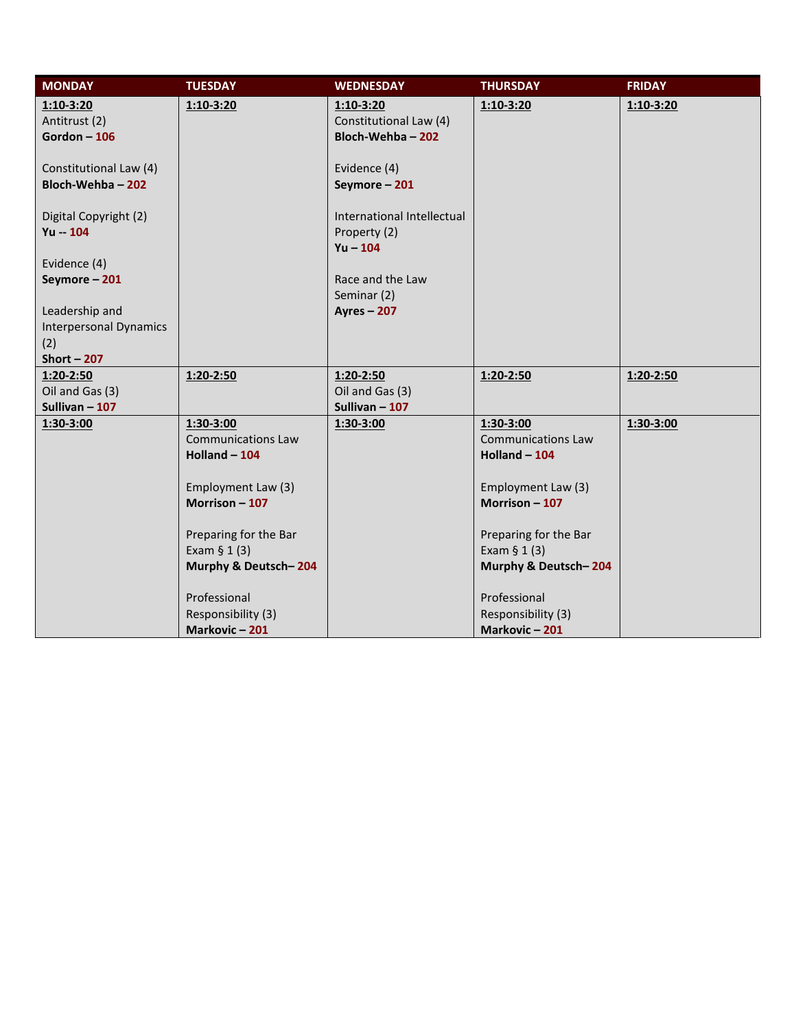| MONDAY | TUESDAY | WEDNESDAY | THURSDAY | FRIDAY |
|---|---|---|---|---|
| **1:10-3:20**<br>Antitrust (2)<br>**Gordon – 106**<br><br>Constitutional Law (4)<br>**Bloch-Wehba – 202**<br><br>Digital Copyright (2)<br>**Yu -- 104**<br><br>Evidence (4)<br>**Seymore – 201**<br><br>Leadership and Interpersonal Dynamics (2)<br>**Short – 207** | **1:10-3:20** | **1:10-3:20**<br>Constitutional Law (4)<br>**Bloch-Wehba – 202**<br><br>Evidence (4)<br>**Seymore – 201**<br><br>International Intellectual Property (2)<br>**Yu – 104**<br><br>Race and the Law Seminar (2)<br>**Ayres – 207** | **1:10-3:20** | **1:10-3:20** |
| **1:20-2:50**<br>Oil and Gas (3)<br>**Sullivan – 107** | **1:20-2:50** | **1:20-2:50**<br>Oil and Gas (3)<br>**Sullivan – 107** | **1:20-2:50** | **1:20-2:50** |
| **1:30-3:00** | **1:30-3:00**<br>Communications Law<br>**Holland – 104**<br><br>Employment Law (3)<br>**Morrison – 107**<br><br>Preparing for the Bar Exam § 1 (3)<br>**Murphy & Deutsch– 204**<br><br>Professional Responsibility (3)<br>**Markovic – 201** | **1:30-3:00** | **1:30-3:00**<br>Communications Law<br>**Holland – 104**<br><br>Employment Law (3)<br>**Morrison – 107**<br><br>Preparing for the Bar Exam § 1 (3)<br>**Murphy & Deutsch– 204**<br><br>Professional Responsibility (3)<br>**Markovic – 201** | **1:30-3:00** |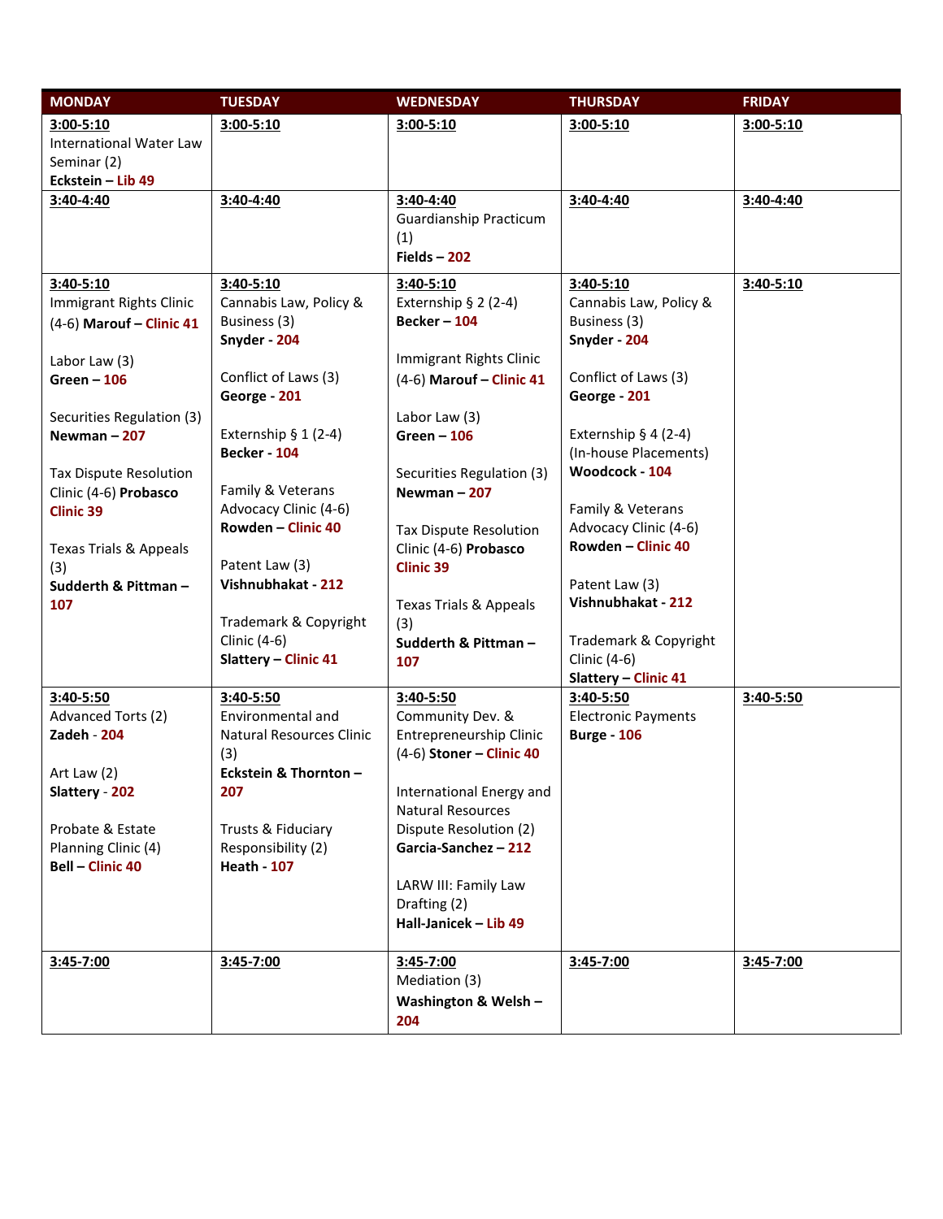| MONDAY | TUESDAY | WEDNESDAY | THURSDAY | FRIDAY |
|---|---|---|---|---|
| **3:00-5:10**<br>International Water Law Seminar (2)<br>**Eckstein – Lib 49** | **3:00-5:10** | **3:00-5:10** | **3:00-5:10** | **3:00-5:10** |
| **3:40-4:40** | **3:40-4:40** | **3:40-4:40**<br>Guardianship Practicum (1)<br>**Fields – 202** | **3:40-4:40** | **3:40-4:40** |
| **3:40-5:10**<br>Immigrant Rights Clinic (4-6) **Marouf – Clinic 41**<br><br>Labor Law (3)<br>**Green – 106**<br><br>Securities Regulation (3)<br>**Newman – 207**<br><br>Tax Dispute Resolution Clinic (4-6) **Probasco Clinic 39**<br><br>Texas Trials & Appeals (3)<br>**Sudderth & Pittman – 107** | **3:40-5:10**<br>Cannabis Law, Policy & Business (3)<br>**Snyder - 204**<br><br>Conflict of Laws (3)<br>**George - 201**<br><br>Externship § 1 (2-4)<br>**Becker - 104**<br><br>Family & Veterans Advocacy Clinic (4-6)<br>**Rowden – Clinic 40**<br><br>Patent Law (3)<br>**Vishnubhakat - 212**<br><br>Trademark & Copyright Clinic (4-6)<br>**Slattery – Clinic 41** | **3:40-5:10**<br>Externship § 2 (2-4)<br>**Becker – 104**<br><br>Immigrant Rights Clinic (4-6) **Marouf – Clinic 41**<br><br>Labor Law (3)<br>**Green – 106**<br><br>Securities Regulation (3)<br>**Newman – 207**<br><br>Tax Dispute Resolution Clinic (4-6) **Probasco Clinic 39**<br><br>Texas Trials & Appeals (3)<br>**Sudderth & Pittman – 107** | **3:40-5:10**<br>Cannabis Law, Policy & Business (3)<br>**Snyder - 204**<br><br>Conflict of Laws (3)<br>**George - 201**<br><br>Externship § 4 (2-4) (In-house Placements)<br>**Woodcock - 104**<br><br>Family & Veterans Advocacy Clinic (4-6)<br>**Rowden – Clinic 40**<br><br>Patent Law (3)<br>**Vishnubhakat - 212**<br><br>Trademark & Copyright Clinic (4-6)<br>**Slattery – Clinic 41** | **3:40-5:10** |
| **3:40-5:50**<br>Advanced Torts (2)<br>**Zadeh - 204**<br><br>Art Law (2)<br>**Slattery - 202**<br><br>Probate & Estate Planning Clinic (4)<br>**Bell – Clinic 40** | **3:40-5:50**<br>Environmental and Natural Resources Clinic (3)<br>**Eckstein & Thornton – 207**<br><br>Trusts & Fiduciary Responsibility (2)<br>**Heath - 107** | **3:40-5:50**<br>Community Dev. & Entrepreneurship Clinic (4-6) **Stoner – Clinic 40**<br><br>International Energy and Natural Resources Dispute Resolution (2)<br>**Garcia-Sanchez – 212**<br><br>LARW III: Family Law Drafting (2)<br>**Hall-Janicek – Lib 49** | **3:40-5:50**<br>Electronic Payments<br>**Burge - 106** | **3:40-5:50** |
| **3:45-7:00** | **3:45-7:00** | **3:45-7:00**<br>Mediation (3)<br>**Washington & Welsh – 204** | **3:45-7:00** | **3:45-7:00** |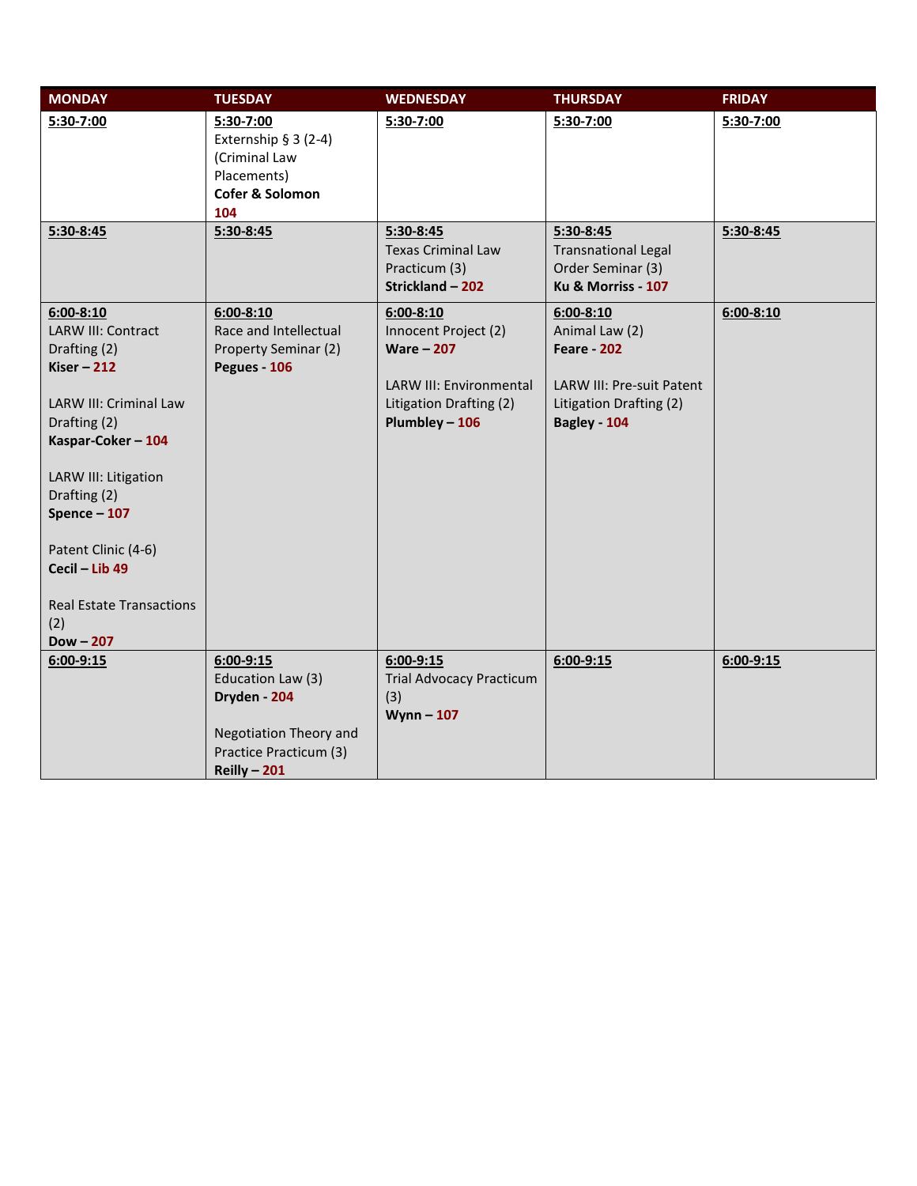| MONDAY | TUESDAY | WEDNESDAY | THURSDAY | FRIDAY |
|---|---|---|---|---|
| **5:30-7:00** | **5:30-7:00**<br>Externship § 3 (2-4) (Criminal Law Placements)<br>**Cofer & Solomon**<br>**104** | **5:30-7:00** | **5:30-7:00** | **5:30-7:00** |
| **5:30-8:45** | **5:30-8:45** | **5:30-8:45**<br>Texas Criminal Law Practicum (3)<br>**Strickland – 202** | **5:30-8:45**<br>Transnational Legal Order Seminar (3)<br>**Ku & Morriss - 107** | **5:30-8:45** |
| **6:00-8:10**<br>LARW III: Contract Drafting (2)<br>**Kiser – 212**<br><br>LARW III: Criminal Law Drafting (2)<br>**Kaspar-Coker – 104**<br><br>LARW III: Litigation Drafting (2)<br>**Spence – 107**<br><br>Patent Clinic (4-6)<br>**Cecil – Lib 49**<br><br>Real Estate Transactions (2)<br>**Dow – 207** | **6:00-8:10**<br>Race and Intellectual Property Seminar (2)<br>**Pegues - 106** | **6:00-8:10**<br>Innocent Project (2)<br>**Ware – 207**<br><br>LARW III: Environmental Litigation Drafting (2)<br>**Plumbley – 106** | **6:00-8:10**<br>Animal Law (2)<br>**Feare - 202**<br><br>LARW III: Pre-suit Patent Litigation Drafting (2)<br>**Bagley - 104** | **6:00-8:10** |
| **6:00-9:15** | **6:00-9:15**<br>Education Law (3)<br>**Dryden - 204**<br><br>Negotiation Theory and Practice Practicum (3)<br>**Reilly – 201** | **6:00-9:15**<br>Trial Advocacy Practicum (3)<br>**Wynn – 107** | **6:00-9:15** | **6:00-9:15** |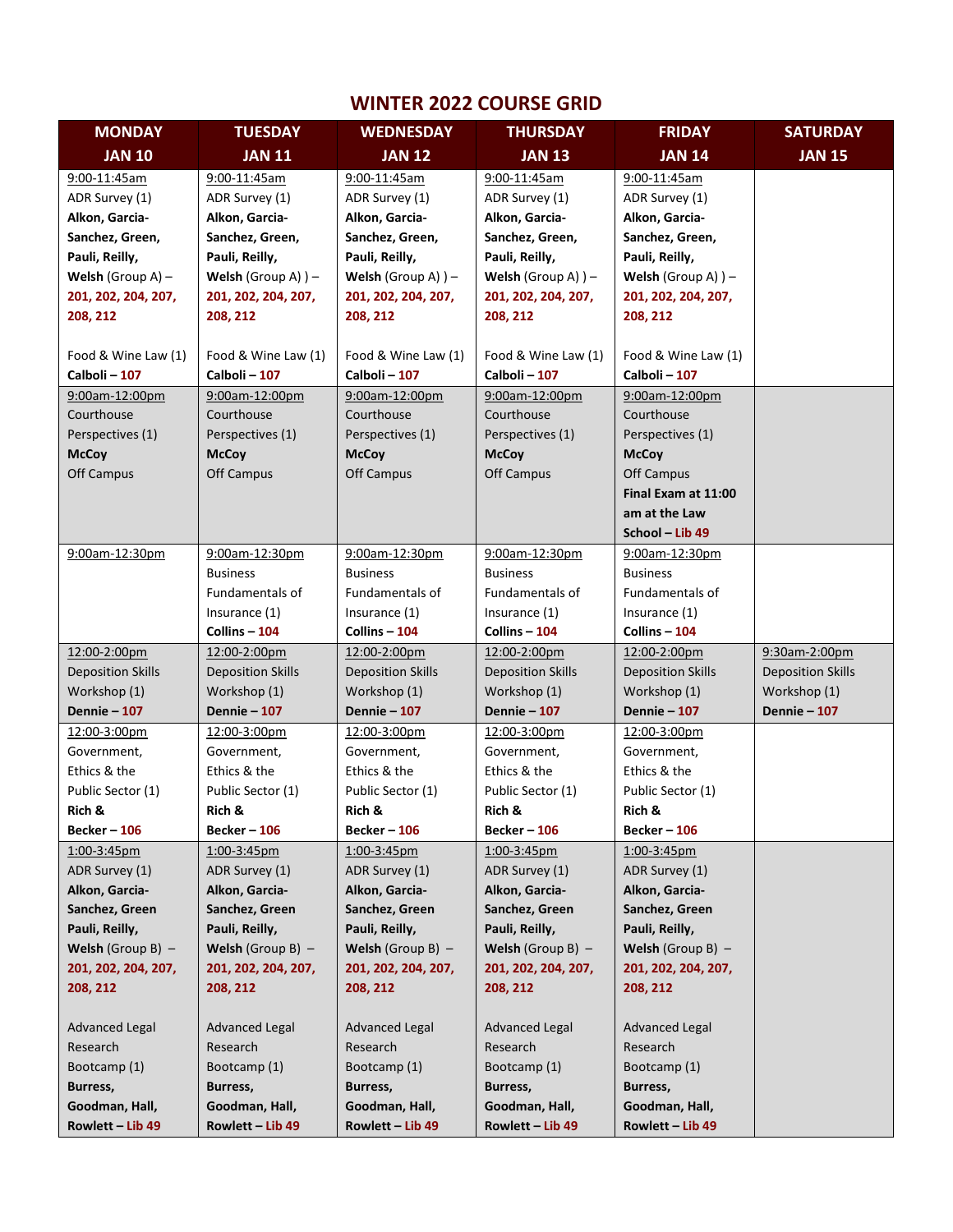# WINTER 2022 COURSE GRID

| MONDAY JAN 10 | TUESDAY JAN 11 | WEDNESDAY JAN 12 | THURSDAY JAN 13 | FRIDAY JAN 14 | SATURDAY JAN 15 |
|---|---|---|---|---|---|
| 9:00-11:45am ADR Survey (1) **Alkon, Garcia-Sanchez, Green, Pauli, Reilly, Welsh** (Group A) – **201, 202, 204, 207, 208, 212** <br><br> Food & Wine Law (1) **Calboli – 107** | 9:00-11:45am ADR Survey (1) **Alkon, Garcia-Sanchez, Green, Pauli, Reilly, Welsh** (Group A) ) – **201, 202, 204, 207, 208, 212** <br><br> Food & Wine Law (1) **Calboli – 107** | 9:00-11:45am ADR Survey (1) **Alkon, Garcia-Sanchez, Green, Pauli, Reilly, Welsh** (Group A) ) – **201, 202, 204, 207, 208, 212** <br><br> Food & Wine Law (1) **Calboli – 107** | 9:00-11:45am ADR Survey (1) **Alkon, Garcia-Sanchez, Green, Pauli, Reilly, Welsh** (Group A) ) – **201, 202, 204, 207, 208, 212** <br><br> Food & Wine Law (1) **Calboli – 107** | 9:00-11:45am ADR Survey (1) **Alkon, Garcia-Sanchez, Green, Pauli, Reilly, Welsh** (Group A) ) – **201, 202, 204, 207, 208, 212** <br><br> Food & Wine Law (1) **Calboli – 107** | |
| 9:00am-12:00pm Courthouse Perspectives (1) **McCoy** Off Campus | 9:00am-12:00pm Courthouse Perspectives (1) **McCoy** Off Campus | 9:00am-12:00pm Courthouse Perspectives (1) **McCoy** Off Campus | 9:00am-12:00pm Courthouse Perspectives (1) **McCoy** Off Campus | 9:00am-12:00pm Courthouse Perspectives (1) **McCoy** Off Campus **Final Exam at 11:00 am at the Law School – Lib 49** | |
| 9:00am-12:30pm | 9:00am-12:30pm Business Fundamentals of Insurance (1) **Collins – 104** | 9:00am-12:30pm Business Fundamentals of Insurance (1) **Collins – 104** | 9:00am-12:30pm Business Fundamentals of Insurance (1) **Collins – 104** | 9:00am-12:30pm Business Fundamentals of Insurance (1) **Collins – 104** | |
| 12:00-2:00pm Deposition Skills Workshop (1) **Dennie – 107** | 12:00-2:00pm Deposition Skills Workshop (1) **Dennie – 107** | 12:00-2:00pm Deposition Skills Workshop (1) **Dennie – 107** | 12:00-2:00pm Deposition Skills Workshop (1) **Dennie – 107** | 12:00-2:00pm Deposition Skills Workshop (1) **Dennie – 107** | 9:30am-2:00pm Deposition Skills Workshop (1) **Dennie – 107** |
| 12:00-3:00pm Government, Ethics & the Public Sector (1) **Rich & Becker – 106** | 12:00-3:00pm Government, Ethics & the Public Sector (1) **Rich & Becker – 106** | 12:00-3:00pm Government, Ethics & the Public Sector (1) **Rich & Becker – 106** | 12:00-3:00pm Government, Ethics & the Public Sector (1) **Rich & Becker – 106** | 12:00-3:00pm Government, Ethics & the Public Sector (1) **Rich & Becker – 106** | |
| 1:00-3:45pm ADR Survey (1) **Alkon, Garcia-Sanchez, Green Pauli, Reilly, Welsh** (Group B) – **201, 202, 204, 207, 208, 212** <br><br> Advanced Legal Research Bootcamp (1) **Burress, Goodman, Hall, Rowlett – Lib 49** | 1:00-3:45pm ADR Survey (1) **Alkon, Garcia-Sanchez, Green Pauli, Reilly, Welsh** (Group B) – **201, 202, 204, 207, 208, 212** <br><br> Advanced Legal Research Bootcamp (1) **Burress, Goodman, Hall, Rowlett – Lib 49** | 1:00-3:45pm ADR Survey (1) **Alkon, Garcia-Sanchez, Green Pauli, Reilly, Welsh** (Group B) – **201, 202, 204, 207, 208, 212** <br><br> Advanced Legal Research Bootcamp (1) **Burress, Goodman, Hall, Rowlett – Lib 49** | 1:00-3:45pm ADR Survey (1) **Alkon, Garcia-Sanchez, Green Pauli, Reilly, Welsh** (Group B) – **201, 202, 204, 207, 208, 212** <br><br> Advanced Legal Research Bootcamp (1) **Burress, Goodman, Hall, Rowlett – Lib 49** | 1:00-3:45pm ADR Survey (1) **Alkon, Garcia-Sanchez, Green Pauli, Reilly, Welsh** (Group B) – **201, 202, 204, 207, 208, 212** <br><br> Advanced Legal Research Bootcamp (1) **Burress, Goodman, Hall, Rowlett – Lib 49** | |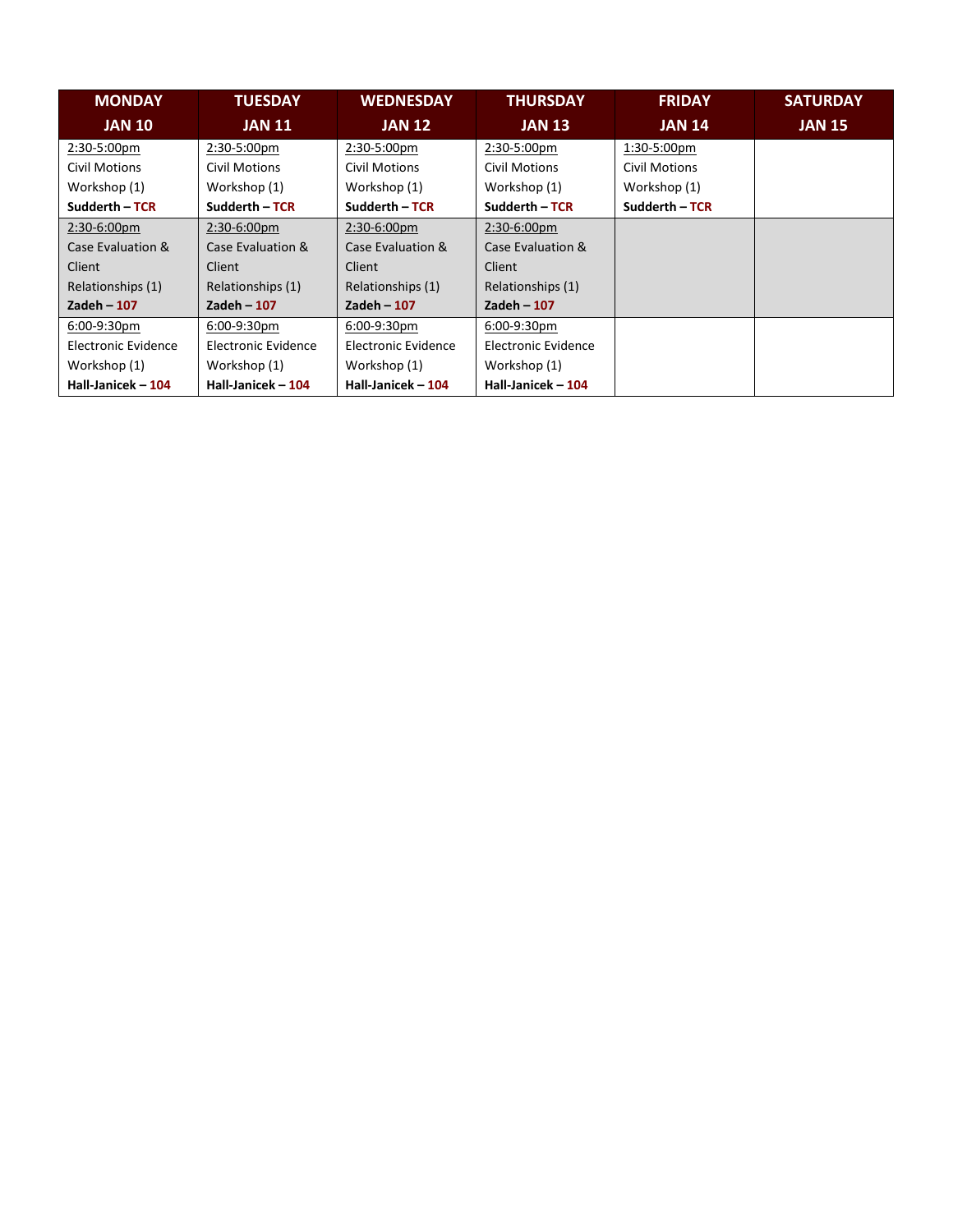| MONDAY JAN 10 | TUESDAY JAN 11 | WEDNESDAY JAN 12 | THURSDAY JAN 13 | FRIDAY JAN 14 | SATURDAY JAN 15 |
|---|---|---|---|---|---|
| 2:30-5:00pm Civil Motions Workshop (1) **Sudderth – TCR** | 2:30-5:00pm Civil Motions Workshop (1) **Sudderth – TCR** | 2:30-5:00pm Civil Motions Workshop (1) **Sudderth – TCR** | 2:30-5:00pm Civil Motions Workshop (1) **Sudderth – TCR** | 1:30-5:00pm Civil Motions Workshop (1) **Sudderth – TCR** | |
| 2:30-6:00pm Case Evaluation & Client Relationships (1) **Zadeh – 107** | 2:30-6:00pm Case Evaluation & Client Relationships (1) **Zadeh – 107** | 2:30-6:00pm Case Evaluation & Client Relationships (1) **Zadeh – 107** | 2:30-6:00pm Case Evaluation & Client Relationships (1) **Zadeh – 107** | | |
| 6:00-9:30pm Electronic Evidence Workshop (1) **Hall-Janicek – 104** | 6:00-9:30pm Electronic Evidence Workshop (1) **Hall-Janicek – 104** | 6:00-9:30pm Electronic Evidence Workshop (1) **Hall-Janicek – 104** | 6:00-9:30pm Electronic Evidence Workshop (1) **Hall-Janicek – 104** | | |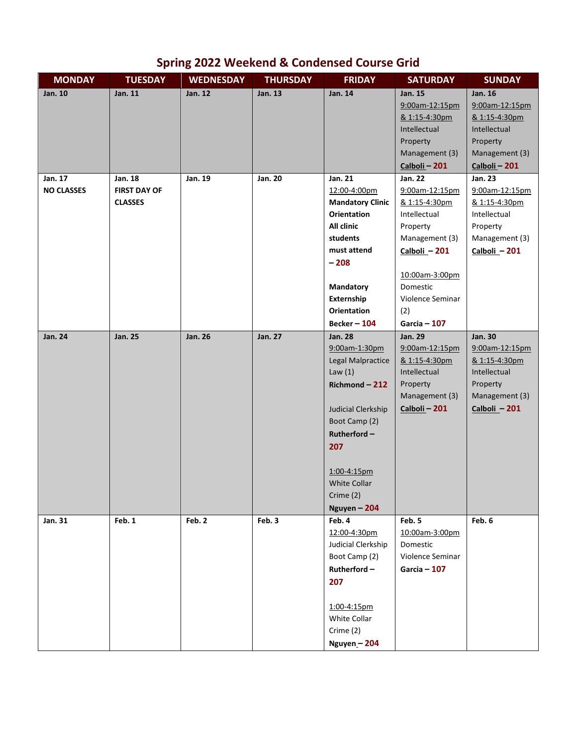# Spring 2022 Weekend & Condensed Course Grid

| MONDAY | TUESDAY | WEDNESDAY | THURSDAY | FRIDAY | SATURDAY | SUNDAY |
|---|---|---|---|---|---|---|
| **Jan. 10** | **Jan. 11** | **Jan. 12** | **Jan. 13** | **Jan. 14** | **Jan. 15**<br>9:00am-12:15pm & 1:15-4:30pm<br>Intellectual Property Management (3)<br>**Calboli – 201** | **Jan. 16**<br>9:00am-12:15pm & 1:15-4:30pm<br>Intellectual Property Management (3)<br>**Calboli – 201** |
| **Jan. 17**<br>**NO CLASSES** | **Jan. 18**<br>**FIRST DAY OF CLASSES** | **Jan. 19** | **Jan. 20** | **Jan. 21**<br>12:00-4:00pm<br>**Mandatory Clinic Orientation All clinic students must attend – 208**<br><br>**Mandatory Externship Orientation**<br>**Becker – 104** | **Jan. 22**<br>9:00am-12:15pm & 1:15-4:30pm<br>Intellectual Property Management (3)<br>**Calboli – 201**<br><br>10:00am-3:00pm<br>Domestic Violence Seminar (2)<br>**Garcia – 107** | **Jan. 23**<br>9:00am-12:15pm & 1:15-4:30pm<br>Intellectual Property Management (3)<br>**Calboli – 201** |
| **Jan. 24** | **Jan. 25** | **Jan. 26** | **Jan. 27** | **Jan. 28**<br>9:00am-1:30pm<br>Legal Malpractice Law (1)<br>**Richmond – 212**<br><br>Judicial Clerkship Boot Camp (2)<br>**Rutherford – 207**<br><br>1:00-4:15pm<br>White Collar Crime (2)<br>**Nguyen – 204** | **Jan. 29**<br>9:00am-12:15pm & 1:15-4:30pm<br>Intellectual Property Management (3)<br>**Calboli – 201** | **Jan. 30**<br>9:00am-12:15pm & 1:15-4:30pm<br>Intellectual Property Management (3)<br>**Calboli – 201** |
| **Jan. 31** | **Feb. 1** | **Feb. 2** | **Feb. 3** | **Feb. 4**<br>12:00-4:30pm<br>Judicial Clerkship Boot Camp (2)<br>**Rutherford – 207**<br><br>1:00-4:15pm<br>White Collar Crime (2)<br>**Nguyen – 204** | **Feb. 5**<br>10:00am-3:00pm<br>Domestic Violence Seminar<br>**Garcia – 107** | **Feb. 6** |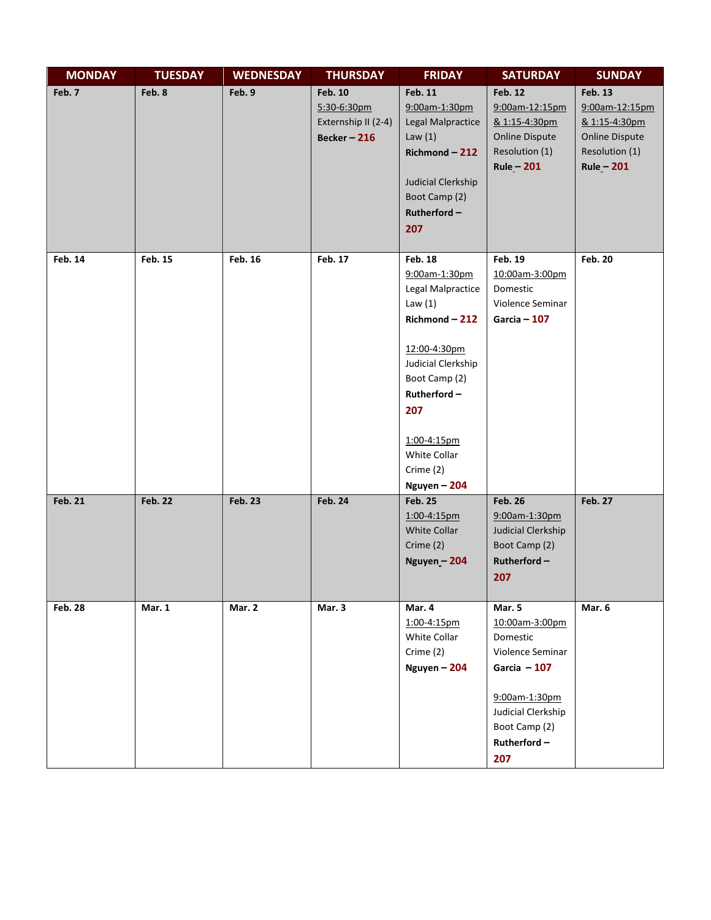| MONDAY | TUESDAY | WEDNESDAY | THURSDAY | FRIDAY | SATURDAY | SUNDAY |
|---|---|---|---|---|---|---|
| **Feb. 7** | **Feb. 8** | **Feb. 9** | **Feb. 10**<br>5:30-6:30pm<br>Externship II (2-4)<br>**Becker – 216** | **Feb. 11**<br>9:00am-1:30pm<br>Legal Malpractice Law (1)<br>**Richmond – 212**<br><br>Judicial Clerkship Boot Camp (2)<br>**Rutherford – 207** | **Feb. 12**<br>9:00am-12:15pm & 1:15-4:30pm<br>Online Dispute Resolution (1)<br>**Rule – 201** | **Feb. 13**<br>9:00am-12:15pm & 1:15-4:30pm<br>Online Dispute Resolution (1)<br>**Rule – 201** |
| **Feb. 14** | **Feb. 15** | **Feb. 16** | **Feb. 17** | **Feb. 18**<br>9:00am-1:30pm<br>Legal Malpractice Law (1)<br>**Richmond – 212**<br><br>12:00-4:30pm<br>Judicial Clerkship Boot Camp (2)<br>**Rutherford – 207**<br><br>1:00-4:15pm<br>White Collar Crime (2)<br>**Nguyen – 204** | **Feb. 19**<br>10:00am-3:00pm<br>Domestic Violence Seminar<br>**Garcia – 107** | **Feb. 20** |
| **Feb. 21** | **Feb. 22** | **Feb. 23** | **Feb. 24** | **Feb. 25**<br>1:00-4:15pm<br>White Collar Crime (2)<br>**Nguyen – 204** | **Feb. 26**<br>9:00am-1:30pm<br>Judicial Clerkship Boot Camp (2)<br>**Rutherford – 207** | **Feb. 27** |
| **Feb. 28** | **Mar. 1** | **Mar. 2** | **Mar. 3** | **Mar. 4**<br>1:00-4:15pm<br>White Collar Crime (2)<br>**Nguyen – 204** | **Mar. 5**<br>10:00am-3:00pm<br>Domestic Violence Seminar<br>**Garcia – 107**<br><br>9:00am-1:30pm<br>Judicial Clerkship Boot Camp (2)<br>**Rutherford – 207** | **Mar. 6** |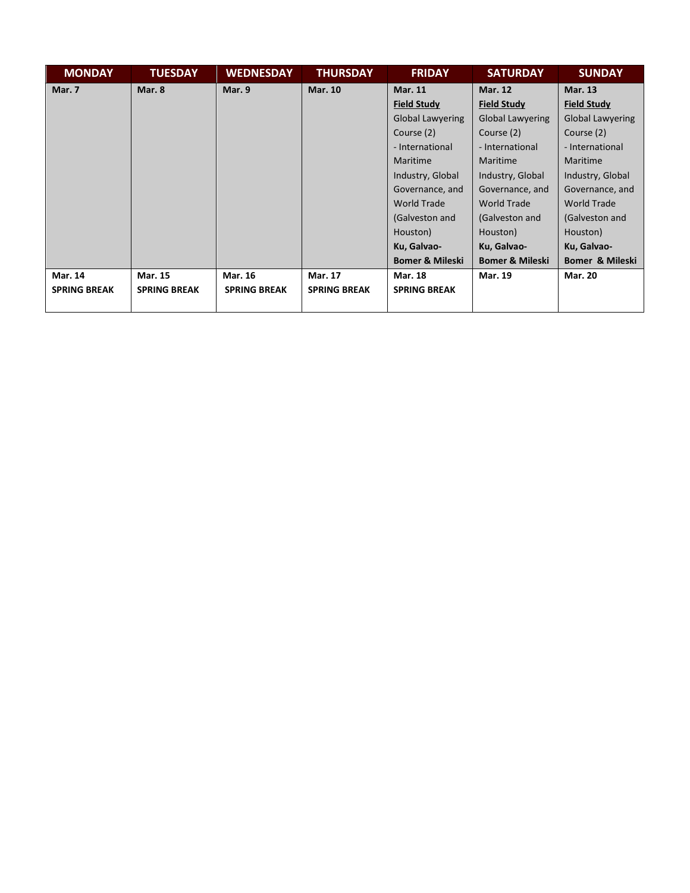| MONDAY | TUESDAY | WEDNESDAY | THURSDAY | FRIDAY | SATURDAY | SUNDAY |
|---|---|---|---|---|---|---|
| **Mar. 7** | **Mar. 8** | **Mar. 9** | **Mar. 10** | **Mar. 11** <br> **<u>Field Study</u>** <br> Global Lawyering Course (2) <br> - International Maritime Industry, Global Governance, and World Trade (Galveston and Houston) <br> **Ku, Galvao-Bomer & Mileski** | **Mar. 12** <br> **<u>Field Study</u>** <br> Global Lawyering Course (2) <br> - International Maritime Industry, Global Governance, and World Trade (Galveston and Houston) <br> **Ku, Galvao-Bomer & Mileski** | **Mar. 13** <br> **<u>Field Study</u>** <br> Global Lawyering Course (2) <br> - International Maritime Industry, Global Governance, and World Trade (Galveston and Houston) <br> **Ku, Galvao-Bomer & Mileski** |
| **Mar. 14** <br> **SPRING BREAK** | **Mar. 15** <br> **SPRING BREAK** | **Mar. 16** <br> **SPRING BREAK** | **Mar. 17** <br> **SPRING BREAK** | **Mar. 18** <br> **SPRING BREAK** | **Mar. 19** | **Mar. 20** |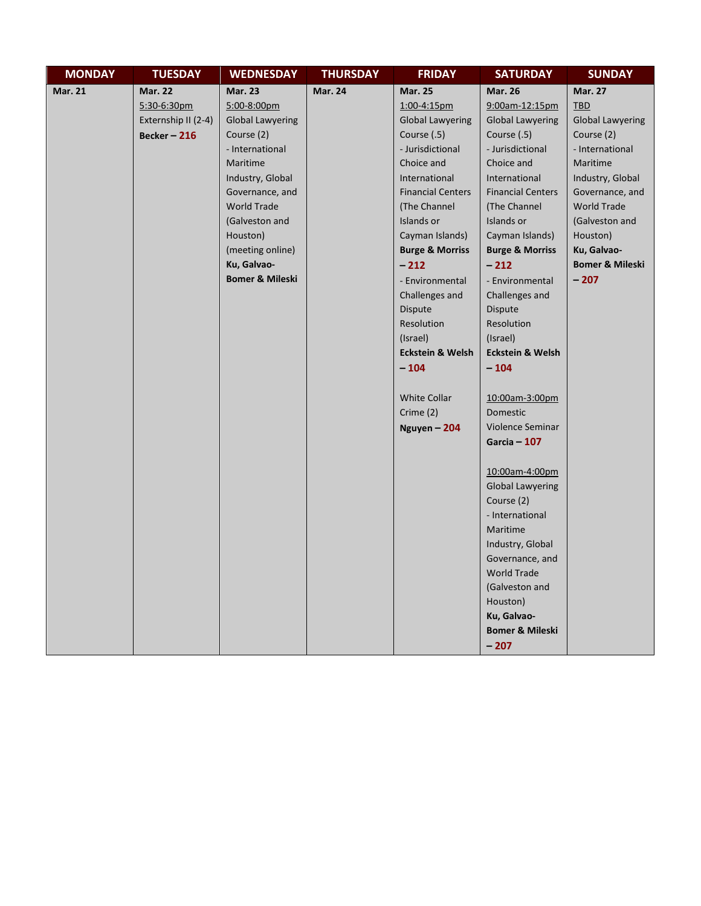| MONDAY | TUESDAY | WEDNESDAY | THURSDAY | FRIDAY | SATURDAY | SUNDAY |
|---|---|---|---|---|---|---|
| **Mar. 21** | **Mar. 22**<br>5:30-6:30pm<br>Externship II (2-4)<br>**Becker – 216** | **Mar. 23**<br>5:00-8:00pm<br>Global Lawyering Course (2)<br>- International Maritime Industry, Global Governance, and World Trade (Galveston and Houston) (meeting online)<br>**Ku, Galvao-Bomer & Mileski** | **Mar. 24** | **Mar. 25**<br>1:00-4:15pm<br>Global Lawyering Course (.5)<br>- Jurisdictional Choice and International Financial Centers (The Channel Islands or Cayman Islands)<br>**Burge & Morriss – 212**<br>- Environmental Challenges and Dispute Resolution (Israel)<br>**Eckstein & Welsh – 104**<br><br>White Collar Crime (2)<br>**Nguyen – 204** | **Mar. 26**<br>9:00am-12:15pm<br>Global Lawyering Course (.5)<br>- Jurisdictional Choice and International Financial Centers (The Channel Islands or Cayman Islands)<br>**Burge & Morriss – 212**<br>- Environmental Challenges and Dispute Resolution (Israel)<br>**Eckstein & Welsh – 104**<br><br>10:00am-3:00pm<br>Domestic Violence Seminar<br>**Garcia – 107**<br><br>10:00am-4:00pm<br>Global Lawyering Course (2)<br>- International Maritime Industry, Global Governance, and World Trade (Galveston and Houston)<br>**Ku, Galvao-Bomer & Mileski – 207** | **Mar. 27**<br>TBD<br>Global Lawyering Course (2)<br>- International Maritime Industry, Global Governance, and World Trade (Galveston and Houston)<br>**Ku, Galvao-Bomer & Mileski – 207** |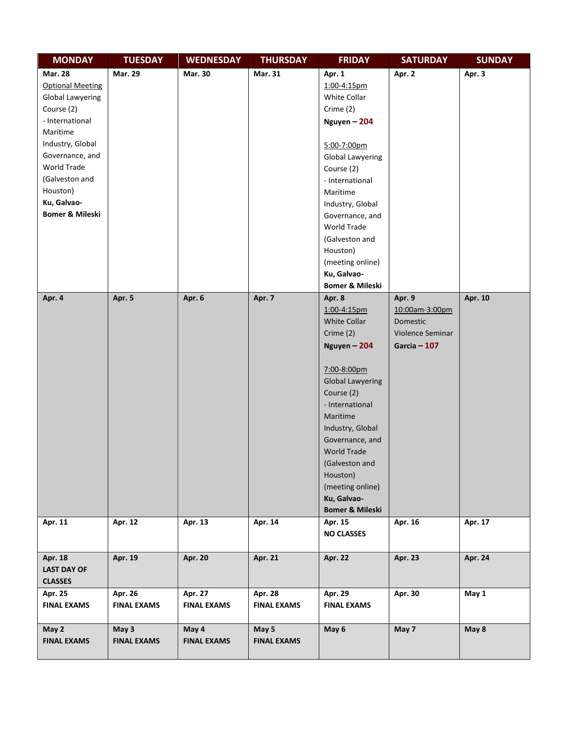| MONDAY | TUESDAY | WEDNESDAY | THURSDAY | FRIDAY | SATURDAY | SUNDAY |
|---|---|---|---|---|---|---|
| **Mar. 28**<br>Optional Meeting<br>Global Lawyering Course (2)<br>- International Maritime Industry, Global Governance, and World Trade (Galveston and Houston)<br>**Ku, Galvao-Bomer & Mileski** | **Mar. 29** | **Mar. 30** | **Mar. 31** | **Apr. 1**<br>1:00-4:15pm<br>White Collar Crime (2)<br>**Nguyen – 204**<br><br>5:00-7:00pm<br>Global Lawyering Course (2)<br>- International Maritime Industry, Global Governance, and World Trade (Galveston and Houston)<br>(meeting online)<br>**Ku, Galvao-Bomer & Mileski** | **Apr. 2** | **Apr. 3** |
| **Apr. 4** | **Apr. 5** | **Apr. 6** | **Apr. 7** | **Apr. 8**<br>1:00-4:15pm<br>White Collar Crime (2)<br>**Nguyen – 204**<br><br>7:00-8:00pm<br>Global Lawyering Course (2)<br>- International Maritime Industry, Global Governance, and World Trade (Galveston and Houston)<br>(meeting online)<br>**Ku, Galvao-Bomer & Mileski** | **Apr. 9**<br>10:00am-3:00pm<br>Domestic Violence Seminar<br>**Garcia – 107** | **Apr. 10** |
| **Apr. 11** | **Apr. 12** | **Apr. 13** | **Apr. 14** | **Apr. 15**<br>**NO CLASSES** | **Apr. 16** | **Apr. 17** |
| **Apr. 18**<br>**LAST DAY OF CLASSES** | **Apr. 19** | **Apr. 20** | **Apr. 21** | **Apr. 22** | **Apr. 23** | **Apr. 24** |
| **Apr. 25**<br>**FINAL EXAMS** | **Apr. 26**<br>**FINAL EXAMS** | **Apr. 27**<br>**FINAL EXAMS** | **Apr. 28**<br>**FINAL EXAMS** | **Apr. 29**<br>**FINAL EXAMS** | **Apr. 30** | **May 1** |
| **May 2**<br>**FINAL EXAMS** | **May 3**<br>**FINAL EXAMS** | **May 4**<br>**FINAL EXAMS** | **May 5**<br>**FINAL EXAMS** | **May 6** | **May 7** | **May 8** |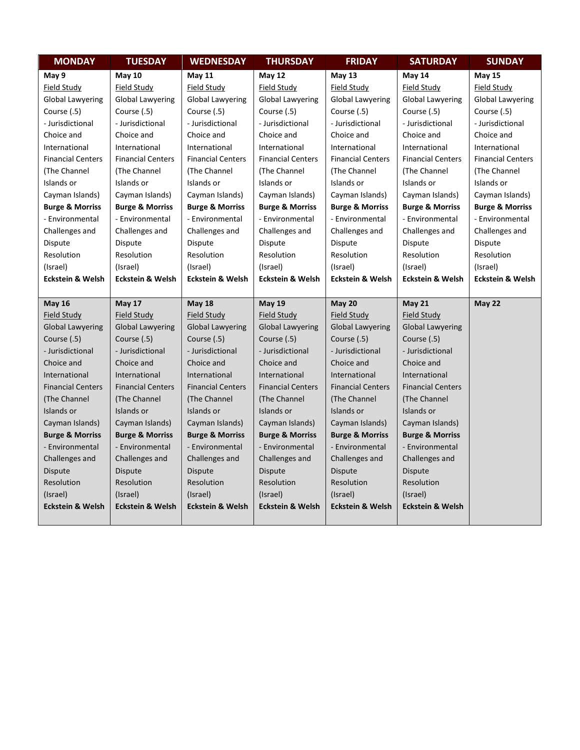| MONDAY | TUESDAY | WEDNESDAY | THURSDAY | FRIDAY | SATURDAY | SUNDAY |
|---|---|---|---|---|---|---|
| **May 9** Field Study Global Lawyering Course (.5) - Jurisdictional Choice and International Financial Centers (The Channel Islands or Cayman Islands) **Burge & Morriss** - Environmental Challenges and Dispute Resolution (Israel) **Eckstein & Welsh** | **May 10** Field Study Global Lawyering Course (.5) - Jurisdictional Choice and International Financial Centers (The Channel Islands or Cayman Islands) **Burge & Morriss** - Environmental Challenges and Dispute Resolution (Israel) **Eckstein & Welsh** | **May 11** Field Study Global Lawyering Course (.5) - Jurisdictional Choice and International Financial Centers (The Channel Islands or Cayman Islands) **Burge & Morriss** - Environmental Challenges and Dispute Resolution (Israel) **Eckstein & Welsh** | **May 12** Field Study Global Lawyering Course (.5) - Jurisdictional Choice and International Financial Centers (The Channel Islands or Cayman Islands) **Burge & Morriss** - Environmental Challenges and Dispute Resolution (Israel) **Eckstein & Welsh** | **May 13** Field Study Global Lawyering Course (.5) - Jurisdictional Choice and International Financial Centers (The Channel Islands or Cayman Islands) **Burge & Morriss** - Environmental Challenges and Dispute Resolution (Israel) **Eckstein & Welsh** | **May 14** Field Study Global Lawyering Course (.5) - Jurisdictional Choice and International Financial Centers (The Channel Islands or Cayman Islands) **Burge & Morriss** - Environmental Challenges and Dispute Resolution (Israel) **Eckstein & Welsh** | **May 15** Field Study Global Lawyering Course (.5) - Jurisdictional Choice and International Financial Centers (The Channel Islands or Cayman Islands) **Burge & Morriss** - Environmental Challenges and Dispute Resolution (Israel) **Eckstein & Welsh** |
| **May 16** Field Study Global Lawyering Course (.5) - Jurisdictional Choice and International Financial Centers (The Channel Islands or Cayman Islands) **Burge & Morriss** - Environmental Challenges and Dispute Resolution (Israel) **Eckstein & Welsh** | **May 17** Field Study Global Lawyering Course (.5) - Jurisdictional Choice and International Financial Centers (The Channel Islands or Cayman Islands) **Burge & Morriss** - Environmental Challenges and Dispute Resolution (Israel) **Eckstein & Welsh** | **May 18** Field Study Global Lawyering Course (.5) - Jurisdictional Choice and International Financial Centers (The Channel Islands or Cayman Islands) **Burge & Morriss** - Environmental Challenges and Dispute Resolution (Israel) **Eckstein & Welsh** | **May 19** Field Study Global Lawyering Course (.5) - Jurisdictional Choice and International Financial Centers (The Channel Islands or Cayman Islands) **Burge & Morriss** - Environmental Challenges and Dispute Resolution (Israel) **Eckstein & Welsh** | **May 20** Field Study Global Lawyering Course (.5) - Jurisdictional Choice and International Financial Centers (The Channel Islands or Cayman Islands) **Burge & Morriss** - Environmental Challenges and Dispute Resolution (Israel) **Eckstein & Welsh** | **May 21** Field Study Global Lawyering Course (.5) - Jurisdictional Choice and International Financial Centers (The Channel Islands or Cayman Islands) **Burge & Morriss** - Environmental Challenges and Dispute Resolution (Israel) **Eckstein & Welsh** | **May 22** |